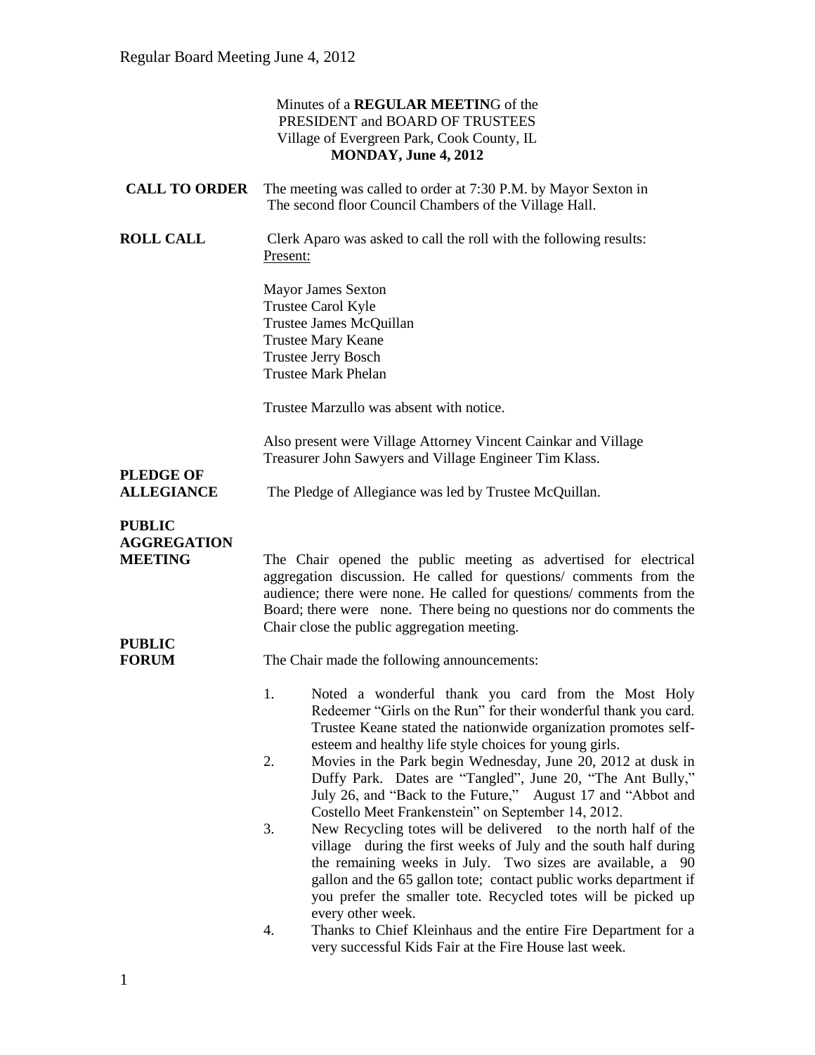Minutes of a **REGULAR MEETIN**G of the
PRESIDENT and BOARD OF TRUSTEES
Village of Evergreen Park, Cook County, IL
**MONDAY, June 4, 2012**

**CALL TO ORDER** The meeting was called to order at 7:30 P.M. by Mayor Sexton in The second floor Council Chambers of the Village Hall.

**ROLL CALL** Clerk Aparo was asked to call the roll with the following results:

Present:

Mayor James Sexton
Trustee Carol Kyle
Trustee James McQuillan
Trustee Mary Keane
Trustee Jerry Bosch
Trustee Mark Phelan

Trustee Marzullo was absent with notice.

Also present were Village Attorney Vincent Cainkar and Village Treasurer John Sawyers and Village Engineer Tim Klass.

**PLEDGE OF ALLEGIANCE** The Pledge of Allegiance was led by Trustee McQuillan.

**PUBLIC AGGREGATION MEETING** The Chair opened the public meeting as advertised for electrical aggregation discussion. He called for questions/ comments from the audience; there were none. He called for questions/ comments from the Board; there were none. There being no questions nor do comments the Chair close the public aggregation meeting.

**PUBLIC FORUM** The Chair made the following announcements:

1. Noted a wonderful thank you card from the Most Holy Redeemer "Girls on the Run" for their wonderful thank you card. Trustee Keane stated the nationwide organization promotes self-esteem and healthy life style choices for young girls.
2. Movies in the Park begin Wednesday, June 20, 2012 at dusk in Duffy Park. Dates are "Tangled", June 20, "The Ant Bully," July 26, and "Back to the Future," August 17 and "Abbot and Costello Meet Frankenstein" on September 14, 2012.
3. New Recycling totes will be delivered to the north half of the village during the first weeks of July and the south half during the remaining weeks in July. Two sizes are available, a 90 gallon and the 65 gallon tote; contact public works department if you prefer the smaller tote. Recycled totes will be picked up every other week.
4. Thanks to Chief Kleinhaus and the entire Fire Department for a very successful Kids Fair at the Fire House last week.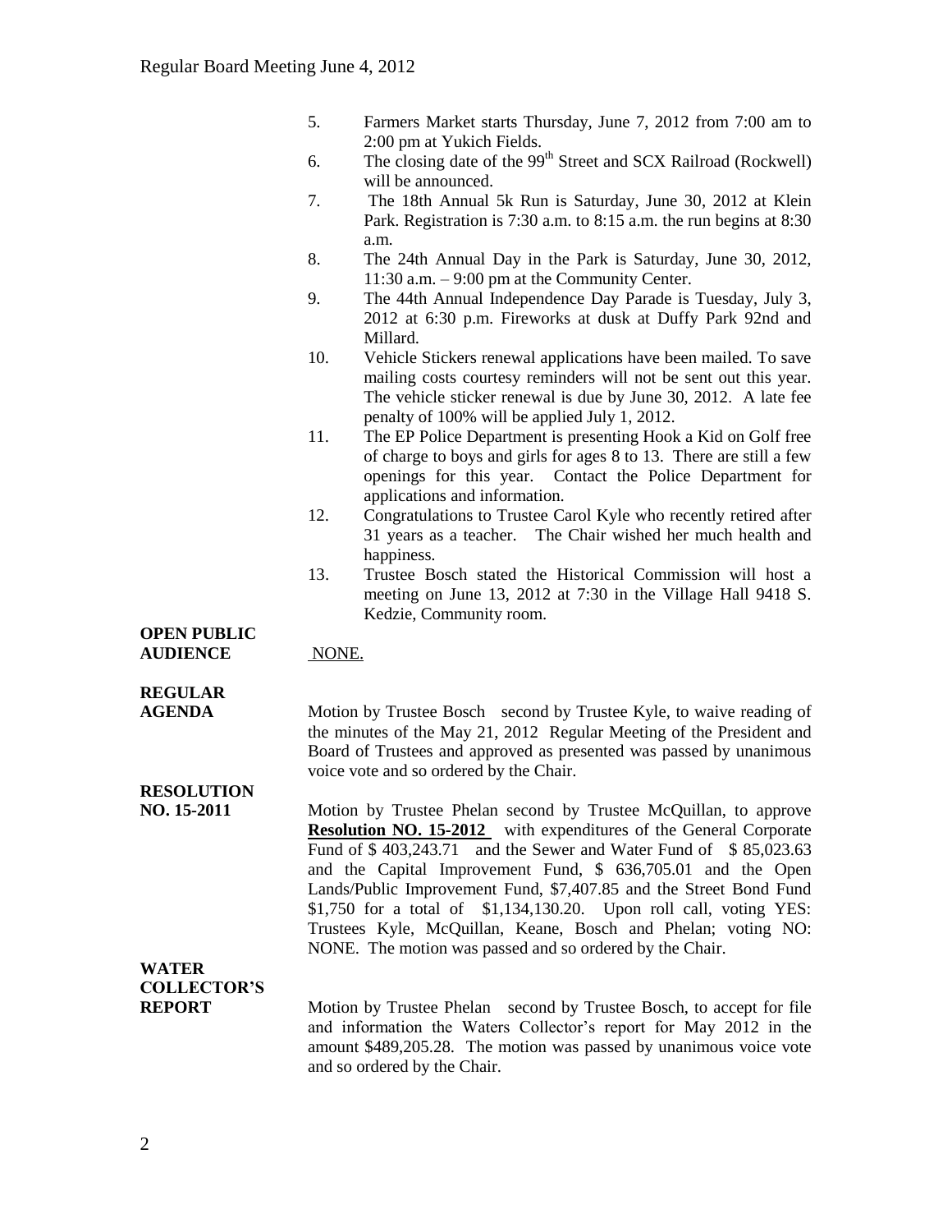5. Farmers Market starts Thursday, June 7, 2012 from 7:00 am to 2:00 pm at Yukich Fields.
6. The closing date of the 99th Street and SCX Railroad (Rockwell) will be announced.
7. The 18th Annual 5k Run is Saturday, June 30, 2012 at Klein Park. Registration is 7:30 a.m. to 8:15 a.m. the run begins at 8:30 a.m.
8. The 24th Annual Day in the Park is Saturday, June 30, 2012, 11:30 a.m. – 9:00 pm at the Community Center.
9. The 44th Annual Independence Day Parade is Tuesday, July 3, 2012 at 6:30 p.m. Fireworks at dusk at Duffy Park 92nd and Millard.
10. Vehicle Stickers renewal applications have been mailed. To save mailing costs courtesy reminders will not be sent out this year. The vehicle sticker renewal is due by June 30, 2012. A late fee penalty of 100% will be applied July 1, 2012.
11. The EP Police Department is presenting Hook a Kid on Golf free of charge to boys and girls for ages 8 to 13. There are still a few openings for this year. Contact the Police Department for applications and information.
12. Congratulations to Trustee Carol Kyle who recently retired after 31 years as a teacher. The Chair wished her much health and happiness.
13. Trustee Bosch stated the Historical Commission will host a meeting on June 13, 2012 at 7:30 in the Village Hall 9418 S. Kedzie, Community room.

**OPEN PUBLIC AUDIENCE**

NONE.

**REGULAR AGENDA**

Motion by Trustee Bosch second by Trustee Kyle, to waive reading of the minutes of the May 21, 2012 Regular Meeting of the President and Board of Trustees and approved as presented was passed by unanimous voice vote and so ordered by the Chair.

**RESOLUTION NO. 15-2011**

Motion by Trustee Phelan second by Trustee McQuillan, to approve **Resolution NO. 15-2012** with expenditures of the General Corporate Fund of $ 403,243.71 and the Sewer and Water Fund of $ 85,023.63 and the Capital Improvement Fund, $ 636,705.01 and the Open Lands/Public Improvement Fund, $7,407.85 and the Street Bond Fund $1,750 for a total of $1,134,130.20. Upon roll call, voting YES: Trustees Kyle, McQuillan, Keane, Bosch and Phelan; voting NO: NONE. The motion was passed and so ordered by the Chair.

**WATER COLLECTOR'S REPORT**

Motion by Trustee Phelan second by Trustee Bosch, to accept for file and information the Waters Collector's report for May 2012 in the amount $489,205.28. The motion was passed by unanimous voice vote and so ordered by the Chair.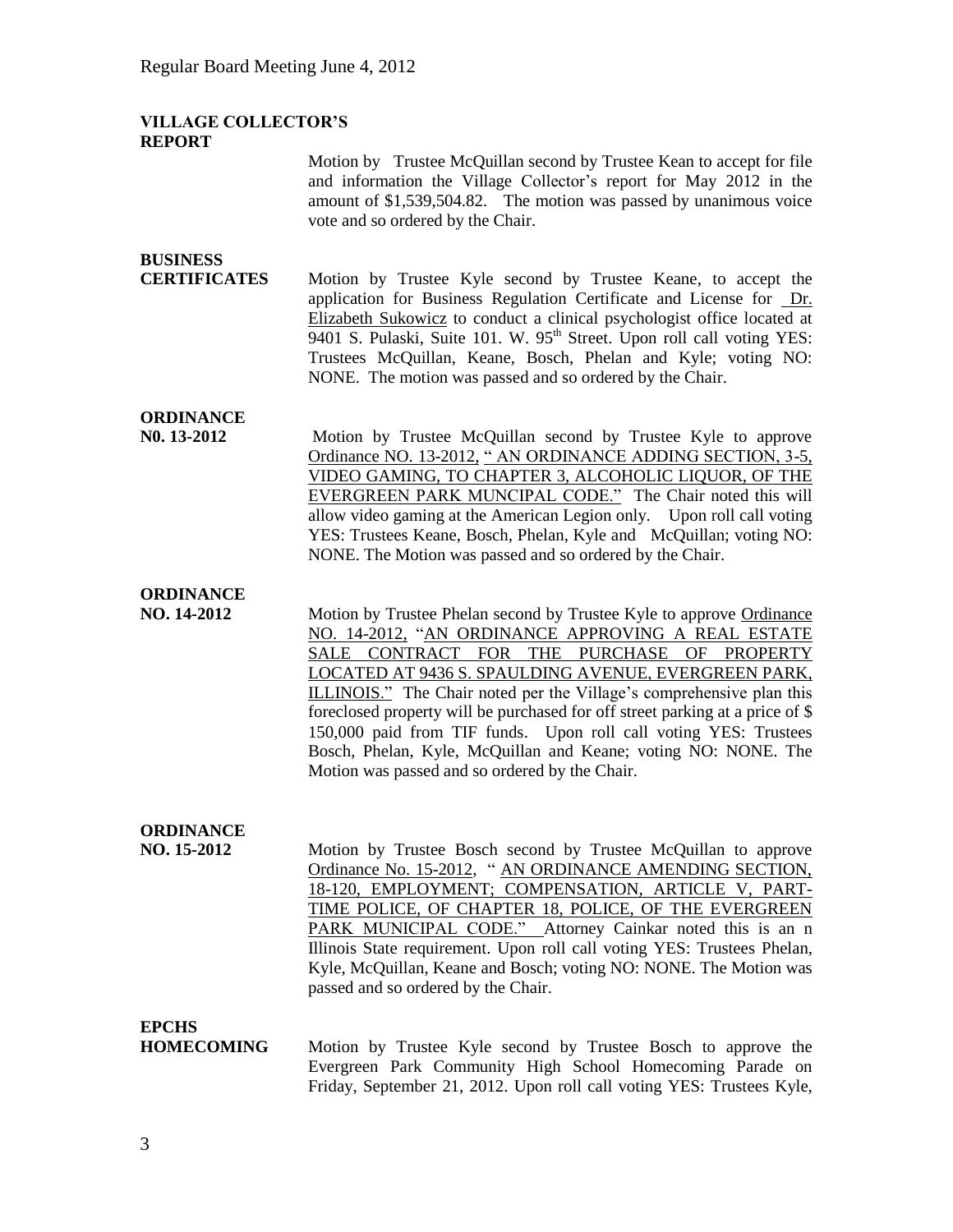**VILLAGE COLLECTOR'S REPORT**

Motion by Trustee McQuillan second by Trustee Kean to accept for file and information the Village Collector's report for May 2012 in the amount of $1,539,504.82. The motion was passed by unanimous voice vote and so ordered by the Chair.

**BUSINESS CERTIFICATES**

Motion by Trustee Kyle second by Trustee Keane, to accept the application for Business Regulation Certificate and License for Dr. Elizabeth Sukowicz to conduct a clinical psychologist office located at 9401 S. Pulaski, Suite 101. W. 95th Street. Upon roll call voting YES: Trustees McQuillan, Keane, Bosch, Phelan and Kyle; voting NO: NONE. The motion was passed and so ordered by the Chair.

**ORDINANCE N0. 13-2012**

Motion by Trustee McQuillan second by Trustee Kyle to approve Ordinance NO. 13-2012, " AN ORDINANCE ADDING SECTION, 3-5, VIDEO GAMING, TO CHAPTER 3, ALCOHOLIC LIQUOR, OF THE EVERGREEN PARK MUNCIPAL CODE." The Chair noted this will allow video gaming at the American Legion only. Upon roll call voting YES: Trustees Keane, Bosch, Phelan, Kyle and McQuillan; voting NO: NONE. The Motion was passed and so ordered by the Chair.

**ORDINANCE NO. 14-2012**

Motion by Trustee Phelan second by Trustee Kyle to approve Ordinance NO. 14-2012, "AN ORDINANCE APPROVING A REAL ESTATE SALE CONTRACT FOR THE PURCHASE OF PROPERTY LOCATED AT 9436 S. SPAULDING AVENUE, EVERGREEN PARK, ILLINOIS." The Chair noted per the Village's comprehensive plan this foreclosed property will be purchased for off street parking at a price of $ 150,000 paid from TIF funds. Upon roll call voting YES: Trustees Bosch, Phelan, Kyle, McQuillan and Keane; voting NO: NONE. The Motion was passed and so ordered by the Chair.

**ORDINANCE NO. 15-2012**

Motion by Trustee Bosch second by Trustee McQuillan to approve Ordinance No. 15-2012, " AN ORDINANCE AMENDING SECTION, 18-120, EMPLOYMENT; COMPENSATION, ARTICLE V, PART-TIME POLICE, OF CHAPTER 18, POLICE, OF THE EVERGREEN PARK MUNICIPAL CODE." Attorney Cainkar noted this is an n Illinois State requirement. Upon roll call voting YES: Trustees Phelan, Kyle, McQuillan, Keane and Bosch; voting NO: NONE. The Motion was passed and so ordered by the Chair.

**EPCHS HOMECOMING**

Motion by Trustee Kyle second by Trustee Bosch to approve the Evergreen Park Community High School Homecoming Parade on Friday, September 21, 2012. Upon roll call voting YES: Trustees Kyle,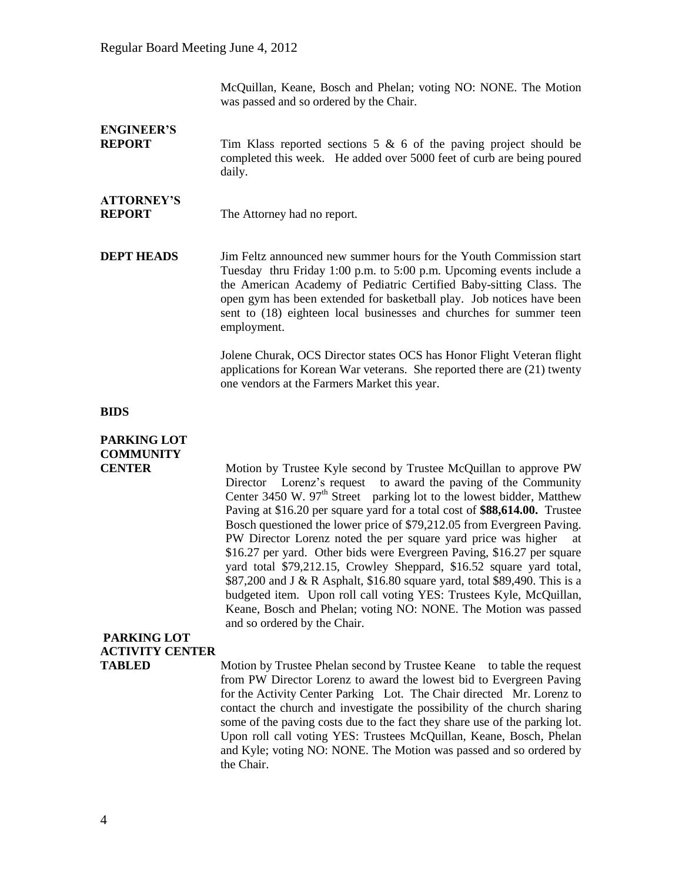McQuillan, Keane, Bosch and Phelan; voting NO: NONE. The Motion was passed and so ordered by the Chair.

**ENGINEER'S REPORT**

Tim Klass reported sections 5 & 6 of the paving project should be completed this week. He added over 5000 feet of curb are being poured daily.

**ATTORNEY'S REPORT**

The Attorney had no report.

**DEPT HEADS**

Jim Feltz announced new summer hours for the Youth Commission start Tuesday thru Friday 1:00 p.m. to 5:00 p.m. Upcoming events include a the American Academy of Pediatric Certified Baby-sitting Class. The open gym has been extended for basketball play. Job notices have been sent to (18) eighteen local businesses and churches for summer teen employment.

Jolene Churak, OCS Director states OCS has Honor Flight Veteran flight applications for Korean War veterans. She reported there are (21) twenty one vendors at the Farmers Market this year.

**BIDS**

**PARKING LOT COMMUNITY CENTER**

Motion by Trustee Kyle second by Trustee McQuillan to approve PW Director Lorenz's request to award the paving of the Community Center 3450 W. 97th Street parking lot to the lowest bidder, Matthew Paving at $16.20 per square yard for a total cost of **$88,614.00.** Trustee Bosch questioned the lower price of $79,212.05 from Evergreen Paving. PW Director Lorenz noted the per square yard price was higher at $16.27 per yard. Other bids were Evergreen Paving, $16.27 per square yard total $79,212.15, Crowley Sheppard, $16.52 square yard total, $87,200 and J & R Asphalt, $16.80 square yard, total $89,490. This is a budgeted item. Upon roll call voting YES: Trustees Kyle, McQuillan, Keane, Bosch and Phelan; voting NO: NONE. The Motion was passed and so ordered by the Chair.

**PARKING LOT ACTIVITY CENTER TABLED**

Motion by Trustee Phelan second by Trustee Keane to table the request from PW Director Lorenz to award the lowest bid to Evergreen Paving for the Activity Center Parking Lot. The Chair directed Mr. Lorenz to contact the church and investigate the possibility of the church sharing some of the paving costs due to the fact they share use of the parking lot. Upon roll call voting YES: Trustees McQuillan, Keane, Bosch, Phelan and Kyle; voting NO: NONE. The Motion was passed and so ordered by the Chair.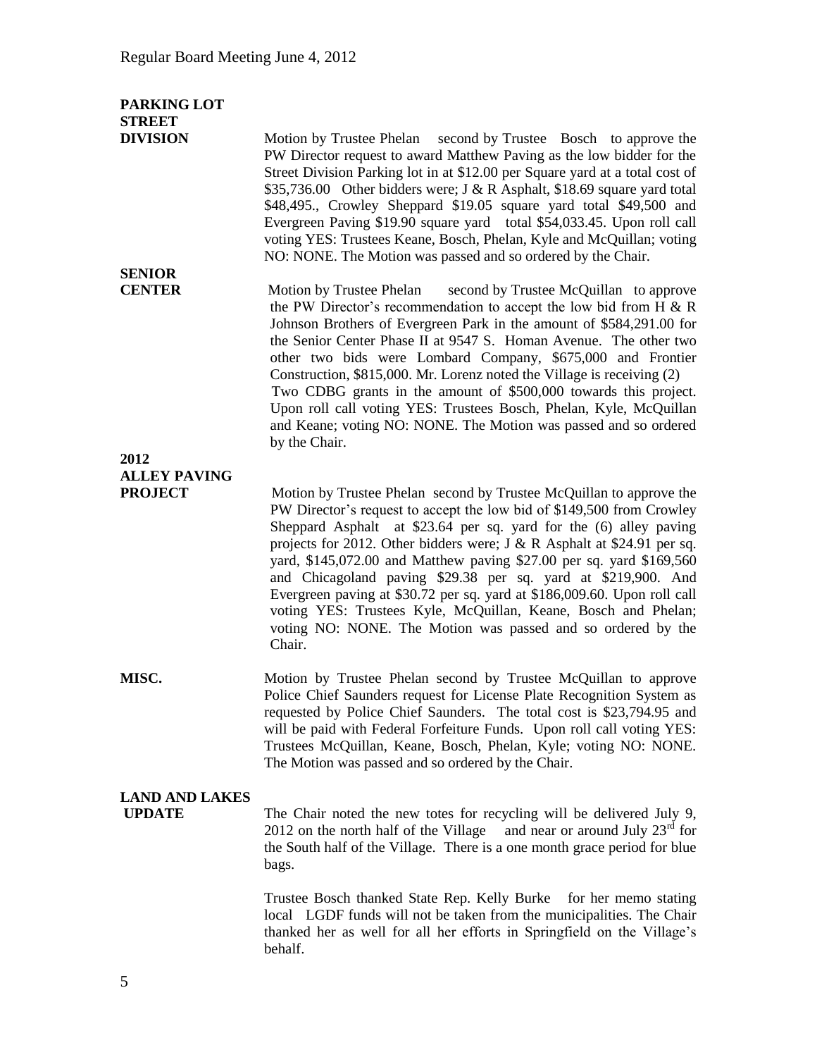**PARKING LOT STREET DIVISION**

Motion by Trustee Phelan second by Trustee Bosch to approve the PW Director request to award Matthew Paving as the low bidder for the Street Division Parking lot in at $12.00 per Square yard at a total cost of $35,736.00 Other bidders were; J & R Asphalt, $18.69 square yard total $48,495., Crowley Sheppard $19.05 square yard total $49,500 and Evergreen Paving $19.90 square yard total $54,033.45. Upon roll call voting YES: Trustees Keane, Bosch, Phelan, Kyle and McQuillan; voting NO: NONE. The Motion was passed and so ordered by the Chair.

**SENIOR CENTER**

Motion by Trustee Phelan second by Trustee McQuillan to approve the PW Director's recommendation to accept the low bid from H & R Johnson Brothers of Evergreen Park in the amount of $584,291.00 for the Senior Center Phase II at 9547 S. Homan Avenue. The other two other two bids were Lombard Company, $675,000 and Frontier Construction, $815,000. Mr. Lorenz noted the Village is receiving (2) Two CDBG grants in the amount of $500,000 towards this project. Upon roll call voting YES: Trustees Bosch, Phelan, Kyle, McQuillan and Keane; voting NO: NONE. The Motion was passed and so ordered by the Chair.

**2012 ALLEY PAVING PROJECT**

Motion by Trustee Phelan second by Trustee McQuillan to approve the PW Director's request to accept the low bid of $149,500 from Crowley Sheppard Asphalt at $23.64 per sq. yard for the (6) alley paving projects for 2012. Other bidders were; J & R Asphalt at $24.91 per sq. yard, $145,072.00 and Matthew paving $27.00 per sq. yard $169,560 and Chicagoland paving $29.38 per sq. yard at $219,900. And Evergreen paving at $30.72 per sq. yard at $186,009.60. Upon roll call voting YES: Trustees Kyle, McQuillan, Keane, Bosch and Phelan; voting NO: NONE. The Motion was passed and so ordered by the Chair.

**MISC.**

Motion by Trustee Phelan second by Trustee McQuillan to approve Police Chief Saunders request for License Plate Recognition System as requested by Police Chief Saunders. The total cost is $23,794.95 and will be paid with Federal Forfeiture Funds. Upon roll call voting YES: Trustees McQuillan, Keane, Bosch, Phelan, Kyle; voting NO: NONE. The Motion was passed and so ordered by the Chair.

**LAND AND LAKES UPDATE**

The Chair noted the new totes for recycling will be delivered July 9, 2012 on the north half of the Village and near or around July 23rd for the South half of the Village. There is a one month grace period for blue bags.

Trustee Bosch thanked State Rep. Kelly Burke for her memo stating local LGDF funds will not be taken from the municipalities. The Chair thanked her as well for all her efforts in Springfield on the Village's behalf.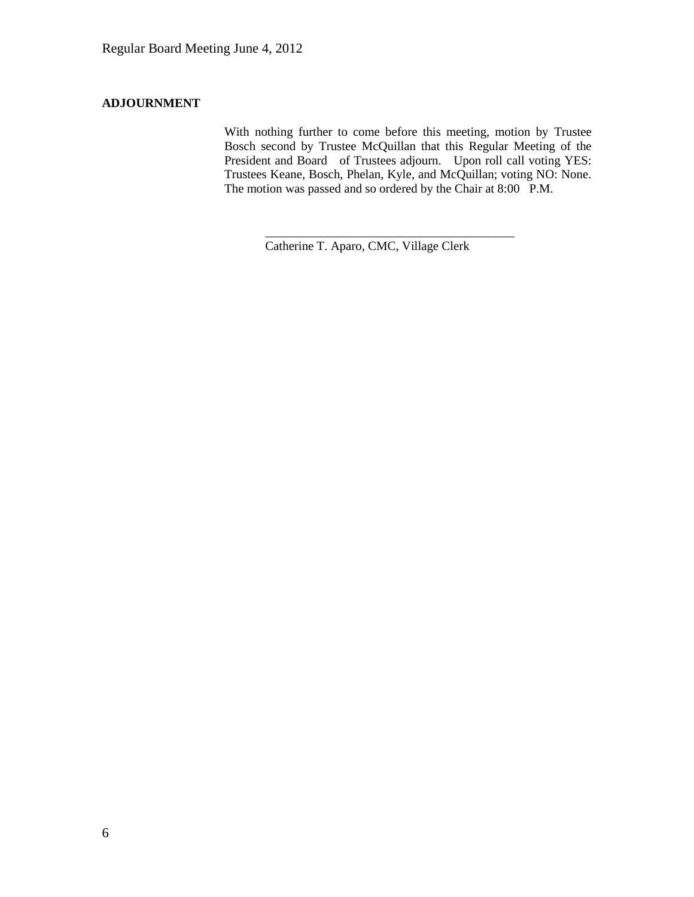**ADJOURNMENT**

With nothing further to come before this meeting, motion by Trustee Bosch second by Trustee McQuillan that this Regular Meeting of the President and Board of Trustees adjourn. Upon roll call voting YES: Trustees Keane, Bosch, Phelan, Kyle, and McQuillan; voting NO: None. The motion was passed and so ordered by the Chair at 8:00 P.M.

\_\_\_\_\_\_\_\_\_\_\_\_\_\_\_\_\_\_\_\_\_\_\_\_\_\_\_\_\_\_\_\_\_\_\_\_\_\_\_\_\_

Catherine T. Aparo, CMC, Village Clerk